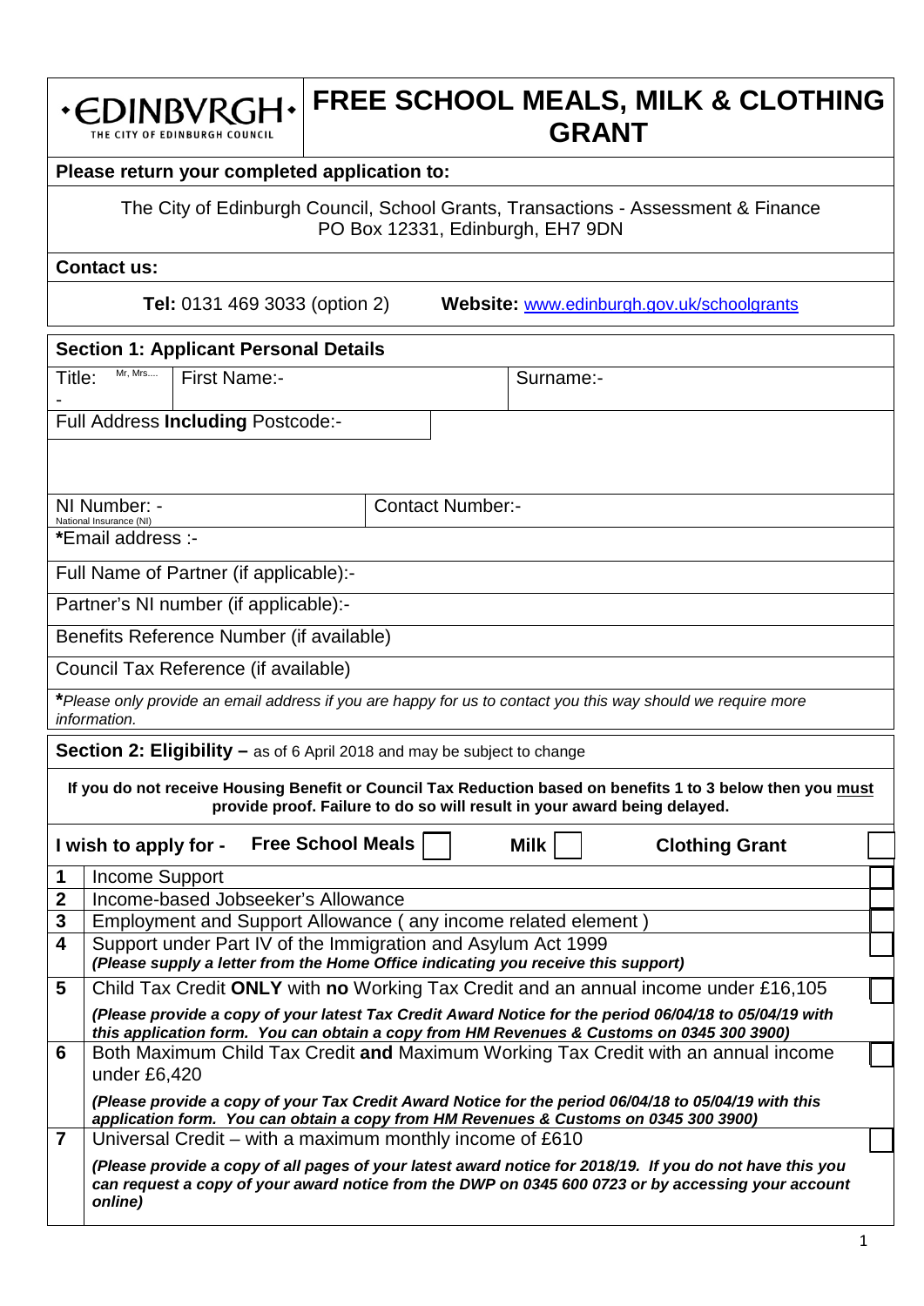**·EDINBVRGH·** THE CITY OF EDINBURGH COUNCIL

# FREE SCHOOL MEALS, MILK & CLOTHING GRANT

**Please return your completed application to:**

The City of Edinburgh Council, School Grants, Transactions - Assessment & Finance
PO Box 12331, Edinburgh, EH7 9DN

**Contact us:**

**Tel:** 0131 469 3033 (option 2) **Website:** www.edinburgh.gov.uk/schoolgrants

## Section 1: Applicant Personal Details

| Title: Mr, Mrs.... - | First Name:- | Surname:- |
|---|---|---|
| Full Address **Including** Postcode:- | | |
| | | |
| NI Number: - National Insurance (NI) | Contact Number:- | |
| ***Email address :-** | | |
| Full Name of Partner (if applicable):- | | |
| Partner's NI number (if applicable):- | | |
| Benefits Reference Number (if available) | | |
| Council Tax Reference (if available) | | |

*\*Please only provide an email address if you are happy for us to contact you this way should we require more information.*

## Section 2: Eligibility – as of 6 April 2018 and may be subject to change

**If you do not receive Housing Benefit or Council Tax Reduction based on benefits 1 to 3 below then you must provide proof. Failure to do so will result in your award being delayed.**

**I wish to apply for - Free School Meals** ☐ **Milk** ☐ **Clothing Grant** ☐

| | | |
|---|---|---|
| **1** | Income Support | ☐ |
| **2** | Income-based Jobseeker's Allowance | ☐ |
| **3** | Employment and Support Allowance ( any income related element ) | ☐ |
| **4** | Support under Part IV of the Immigration and Asylum Act 1999 ***(Please supply a letter from the Home Office indicating you receive this support)*** | ☐ |
| **5** | Child Tax Credit **ONLY** with **no** Working Tax Credit and an annual income under £16,105 ***(Please provide a copy of your latest Tax Credit Award Notice for the period 06/04/18 to 05/04/19 with this application form. You can obtain a copy from HM Revenues & Customs on 0345 300 3900)*** | ☐ |
| **6** | Both Maximum Child Tax Credit **and** Maximum Working Tax Credit with an annual income under £6,420 ***(Please provide a copy of your Tax Credit Award Notice for the period 06/04/18 to 05/04/19 with this application form. You can obtain a copy from HM Revenues & Customs on 0345 300 3900)*** | ☐ |
| **7** | Universal Credit – with a maximum monthly income of £610 ***(Please provide a copy of all pages of your latest award notice for 2018/19. If you do not have this you can request a copy of your award notice from the DWP on 0345 600 0723 or by accessing your account online)*** | ☐ |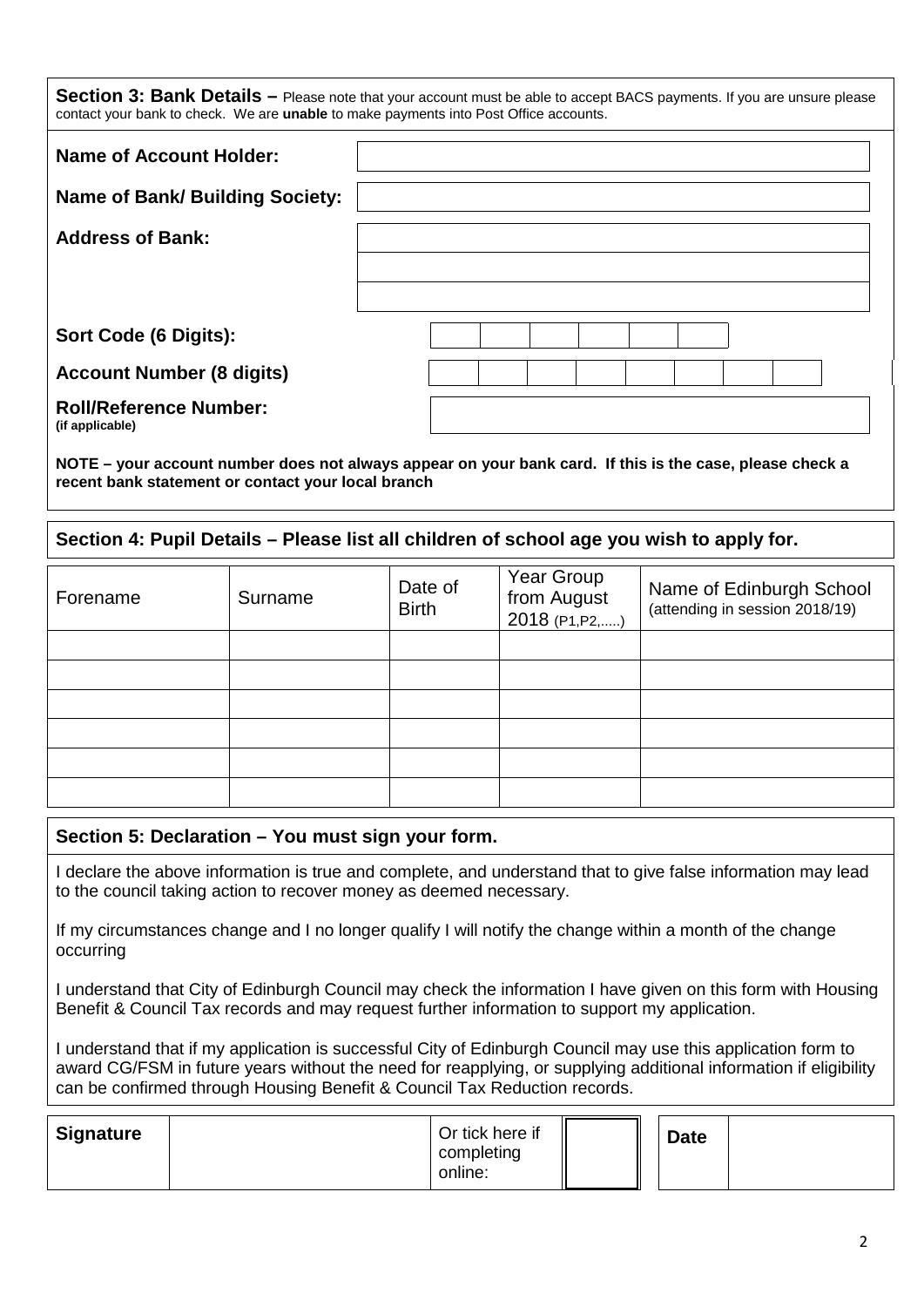## Section 3: Bank Details – Please note that your account must be able to accept BACS payments. If you are unsure please contact your bank to check. We are **unable** to make payments into Post Office accounts.

| | |
|---|---|
| **Name of Account Holder:** | |
| **Name of Bank/ Building Society:** | |
| **Address of Bank:** | |
| | |
| | |

**Sort Code (6 Digits):**

| | | | | | |
|---|---|---|---|---|---|
| | | | | | |

**Account Number (8 digits)**

| | | | | | | | |
|---|---|---|---|---|---|---|---|
| | | | | | | | |

**Roll/Reference Number:**
**(if applicable)**

**NOTE – your account number does not always appear on your bank card. If this is the case, please check a recent bank statement or contact your local branch**

## Section 4: Pupil Details – Please list all children of school age you wish to apply for.

| Forename | Surname | Date of Birth | Year Group from August 2018 (P1,P2,.....) | Name of Edinburgh School (attending in session 2018/19) |
|---|---|---|---|---|
| | | | | |
| | | | | |
| | | | | |
| | | | | |
| | | | | |
| | | | | |

## Section 5: Declaration – You must sign your form.

I declare the above information is true and complete, and understand that to give false information may lead to the council taking action to recover money as deemed necessary.

If my circumstances change and I no longer qualify I will notify the change within a month of the change occurring

I understand that City of Edinburgh Council may check the information I have given on this form with Housing Benefit & Council Tax records and may request further information to support my application.

I understand that if my application is successful City of Edinburgh Council may use this application form to award CG/FSM in future years without the need for reapplying, or supplying additional information if eligibility can be confirmed through Housing Benefit & Council Tax Reduction records.

| **Signature** | | Or tick here if completing online: | | **Date** | |
|---|---|---|---|---|---|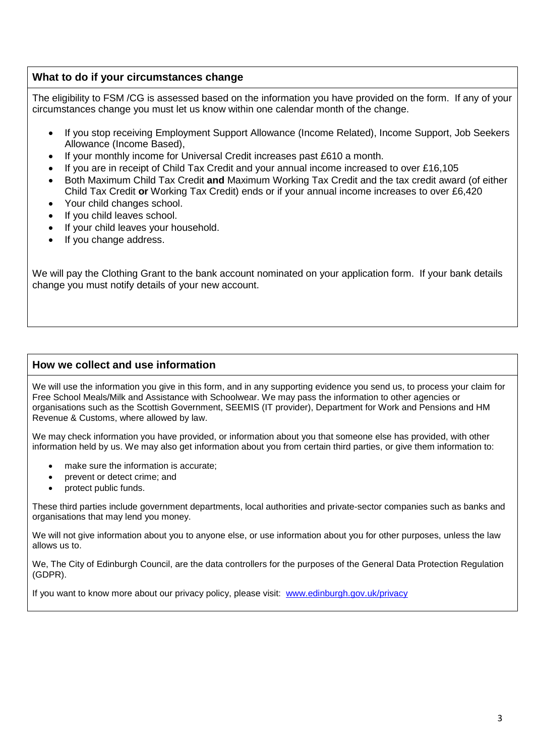## What to do if your circumstances change

The eligibility to FSM /CG is assessed based on the information you have provided on the form. If any of your circumstances change you must let us know within one calendar month of the change.

- If you stop receiving Employment Support Allowance (Income Related), Income Support, Job Seekers Allowance (Income Based),
- If your monthly income for Universal Credit increases past £610 a month.
- If you are in receipt of Child Tax Credit and your annual income increased to over £16,105
- Both Maximum Child Tax Credit **and** Maximum Working Tax Credit and the tax credit award (of either Child Tax Credit **or** Working Tax Credit) ends or if your annual income increases to over £6,420
- Your child changes school.
- If you child leaves school.
- If your child leaves your household.
- If you change address.

We will pay the Clothing Grant to the bank account nominated on your application form. If your bank details change you must notify details of your new account.

## How we collect and use information

We will use the information you give in this form, and in any supporting evidence you send us, to process your claim for Free School Meals/Milk and Assistance with Schoolwear. We may pass the information to other agencies or organisations such as the Scottish Government, SEEMIS (IT provider), Department for Work and Pensions and HM Revenue & Customs, where allowed by law.

We may check information you have provided, or information about you that someone else has provided, with other information held by us. We may also get information about you from certain third parties, or give them information to:

- make sure the information is accurate;
- prevent or detect crime; and
- protect public funds.

These third parties include government departments, local authorities and private-sector companies such as banks and organisations that may lend you money.

We will not give information about you to anyone else, or use information about you for other purposes, unless the law allows us to.

We, The City of Edinburgh Council, are the data controllers for the purposes of the General Data Protection Regulation (GDPR).

If you want to know more about our privacy policy, please visit: [www.edinburgh.gov.uk/privacy](www.edinburgh.gov.uk/privacy)